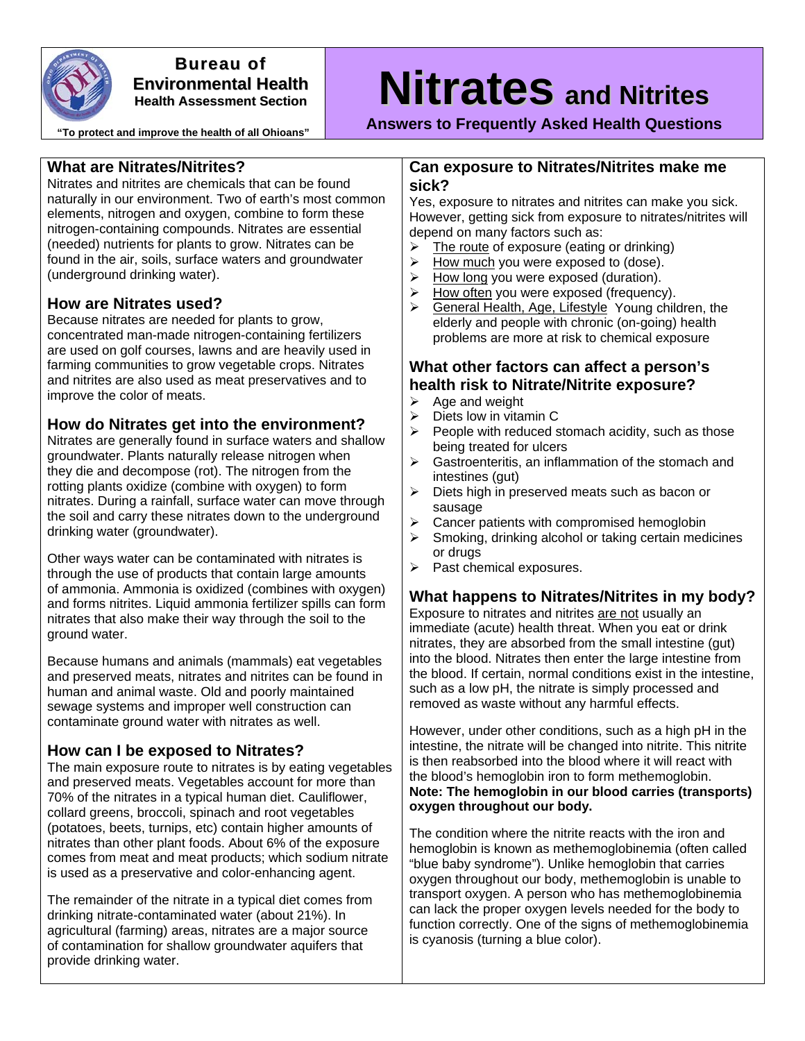**Bureau of Environmental Health**
**Health Assessment Section**

"To protect and improve the health of all Ohioans"

# Nitrates and Nitrites

**Answers to Frequently Asked Health Questions**

## What are Nitrates/Nitrites?

Nitrates and nitrites are chemicals that can be found naturally in our environment. Two of earth's most common elements, nitrogen and oxygen, combine to form these nitrogen-containing compounds. Nitrates are essential (needed) nutrients for plants to grow. Nitrates can be found in the air, soils, surface waters and groundwater (underground drinking water).

## How are Nitrates used?

Because nitrates are needed for plants to grow, concentrated man-made nitrogen-containing fertilizers are used on golf courses, lawns and are heavily used in farming communities to grow vegetable crops. Nitrates and nitrites are also used as meat preservatives and to improve the color of meats.

## How do Nitrates get into the environment?

Nitrates are generally found in surface waters and shallow groundwater. Plants naturally release nitrogen when they die and decompose (rot). The nitrogen from the rotting plants oxidize (combine with oxygen) to form nitrates. During a rainfall, surface water can move through the soil and carry these nitrates down to the underground drinking water (groundwater).

Other ways water can be contaminated with nitrates is through the use of products that contain large amounts of ammonia. Ammonia is oxidized (combines with oxygen) and forms nitrites. Liquid ammonia fertilizer spills can form nitrates that also make their way through the soil to the ground water.

Because humans and animals (mammals) eat vegetables and preserved meats, nitrates and nitrites can be found in human and animal waste. Old and poorly maintained sewage systems and improper well construction can contaminate ground water with nitrates as well.

## How can I be exposed to Nitrates?

The main exposure route to nitrates is by eating vegetables and preserved meats. Vegetables account for more than 70% of the nitrates in a typical human diet. Cauliflower, collard greens, broccoli, spinach and root vegetables (potatoes, beets, turnips, etc) contain higher amounts of nitrates than other plant foods. About 6% of the exposure comes from meat and meat products; which sodium nitrate is used as a preservative and color-enhancing agent.

The remainder of the nitrate in a typical diet comes from drinking nitrate-contaminated water (about 21%). In agricultural (farming) areas, nitrates are a major source of contamination for shallow groundwater aquifers that provide drinking water.

## Can exposure to Nitrates/Nitrites make me sick?

Yes, exposure to nitrates and nitrites can make you sick. However, getting sick from exposure to nitrates/nitrites will depend on many factors such as:

- The route of exposure (eating or drinking)
- How much you were exposed to (dose).
- How long you were exposed (duration).
- How often you were exposed (frequency).
- General Health, Age, Lifestyle Young children, the elderly and people with chronic (on-going) health problems are more at risk to chemical exposure

## What other factors can affect a person's health risk to Nitrate/Nitrite exposure?

- Age and weight
- Diets low in vitamin C
- People with reduced stomach acidity, such as those being treated for ulcers
- Gastroenteritis, an inflammation of the stomach and intestines (gut)
- Diets high in preserved meats such as bacon or sausage
- Cancer patients with compromised hemoglobin
- Smoking, drinking alcohol or taking certain medicines or drugs
- Past chemical exposures.

## What happens to Nitrates/Nitrites in my body?

Exposure to nitrates and nitrites are not usually an immediate (acute) health threat. When you eat or drink nitrates, they are absorbed from the small intestine (gut) into the blood. Nitrates then enter the large intestine from the blood. If certain, normal conditions exist in the intestine, such as a low pH, the nitrate is simply processed and removed as waste without any harmful effects.

However, under other conditions, such as a high pH in the intestine, the nitrate will be changed into nitrite. This nitrite is then reabsorbed into the blood where it will react with the blood's hemoglobin iron to form methemoglobin. **Note: The hemoglobin in our blood carries (transports) oxygen throughout our body.**

The condition where the nitrite reacts with the iron and hemoglobin is known as methemoglobinemia (often called "blue baby syndrome"). Unlike hemoglobin that carries oxygen throughout our body, methemoglobin is unable to transport oxygen. A person who has methemoglobinemia can lack the proper oxygen levels needed for the body to function correctly. One of the signs of methemoglobinemia is cyanosis (turning a blue color).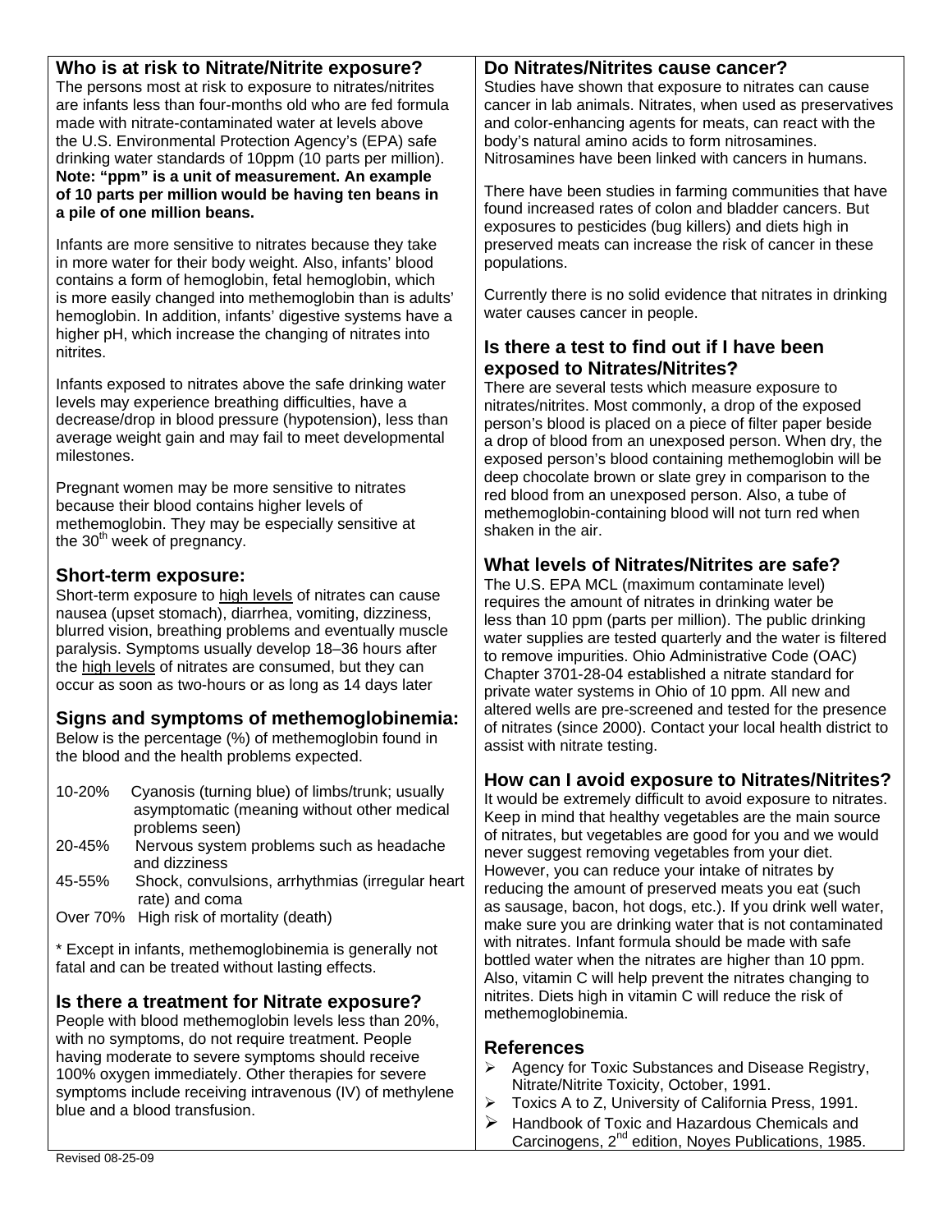## Who is at risk to Nitrate/Nitrite exposure?

The persons most at risk to exposure to nitrates/nitrites are infants less than four-months old who are fed formula made with nitrate-contaminated water at levels above the U.S. Environmental Protection Agency's (EPA) safe drinking water standards of 10ppm (10 parts per million). **Note: "ppm" is a unit of measurement. An example of 10 parts per million would be having ten beans in a pile of one million beans.**

Infants are more sensitive to nitrates because they take in more water for their body weight. Also, infants' blood contains a form of hemoglobin, fetal hemoglobin, which is more easily changed into methemoglobin than is adults' hemoglobin. In addition, infants' digestive systems have a higher pH, which increase the changing of nitrates into nitrites.

Infants exposed to nitrates above the safe drinking water levels may experience breathing difficulties, have a decrease/drop in blood pressure (hypotension), less than average weight gain and may fail to meet developmental milestones.

Pregnant women may be more sensitive to nitrates because their blood contains higher levels of methemoglobin. They may be especially sensitive at the 30th week of pregnancy.

## Short-term exposure:

Short-term exposure to high levels of nitrates can cause nausea (upset stomach), diarrhea, vomiting, dizziness, blurred vision, breathing problems and eventually muscle paralysis. Symptoms usually develop 18–36 hours after the high levels of nitrates are consumed, but they can occur as soon as two-hours or as long as 14 days later

## Signs and symptoms of methemoglobinemia:

Below is the percentage (%) of methemoglobin found in the blood and the health problems expected.

| | |
|---|---|
| 10-20% | Cyanosis (turning blue) of limbs/trunk; usually asymptomatic (meaning without other medical problems seen) |
| 20-45% | Nervous system problems such as headache and dizziness |
| 45-55% | Shock, convulsions, arrhythmias (irregular heart rate) and coma |
| Over 70% | High risk of mortality (death) |

\* Except in infants, methemoglobinemia is generally not fatal and can be treated without lasting effects.

## Is there a treatment for Nitrate exposure?

People with blood methemoglobin levels less than 20%, with no symptoms, do not require treatment. People having moderate to severe symptoms should receive 100% oxygen immediately. Other therapies for severe symptoms include receiving intravenous (IV) of methylene blue and a blood transfusion.

## Do Nitrates/Nitrites cause cancer?

Studies have shown that exposure to nitrates can cause cancer in lab animals. Nitrates, when used as preservatives and color-enhancing agents for meats, can react with the body's natural amino acids to form nitrosamines. Nitrosamines have been linked with cancers in humans.

There have been studies in farming communities that have found increased rates of colon and bladder cancers. But exposures to pesticides (bug killers) and diets high in preserved meats can increase the risk of cancer in these populations.

Currently there is no solid evidence that nitrates in drinking water causes cancer in people.

## Is there a test to find out if I have been exposed to Nitrates/Nitrites?

There are several tests which measure exposure to nitrates/nitrites. Most commonly, a drop of the exposed person's blood is placed on a piece of filter paper beside a drop of blood from an unexposed person. When dry, the exposed person's blood containing methemoglobin will be deep chocolate brown or slate grey in comparison to the red blood from an unexposed person. Also, a tube of methemoglobin-containing blood will not turn red when shaken in the air.

## What levels of Nitrates/Nitrites are safe?

The U.S. EPA MCL (maximum contaminate level) requires the amount of nitrates in drinking water be less than 10 ppm (parts per million). The public drinking water supplies are tested quarterly and the water is filtered to remove impurities. Ohio Administrative Code (OAC) Chapter 3701-28-04 established a nitrate standard for private water systems in Ohio of 10 ppm. All new and altered wells are pre-screened and tested for the presence of nitrates (since 2000). Contact your local health district to assist with nitrate testing.

## How can I avoid exposure to Nitrates/Nitrites?

It would be extremely difficult to avoid exposure to nitrates. Keep in mind that healthy vegetables are the main source of nitrates, but vegetables are good for you and we would never suggest removing vegetables from your diet. However, you can reduce your intake of nitrates by reducing the amount of preserved meats you eat (such as sausage, bacon, hot dogs, etc.). If you drink well water, make sure you are drinking water that is not contaminated with nitrates. Infant formula should be made with safe bottled water when the nitrates are higher than 10 ppm. Also, vitamin C will help prevent the nitrates changing to nitrites. Diets high in vitamin C will reduce the risk of methemoglobinemia.

## References

- Agency for Toxic Substances and Disease Registry, Nitrate/Nitrite Toxicity, October, 1991.
- Toxics A to Z, University of California Press, 1991.
- Handbook of Toxic and Hazardous Chemicals and Carcinogens, 2nd edition, Noyes Publications, 1985.

Revised 08-25-09